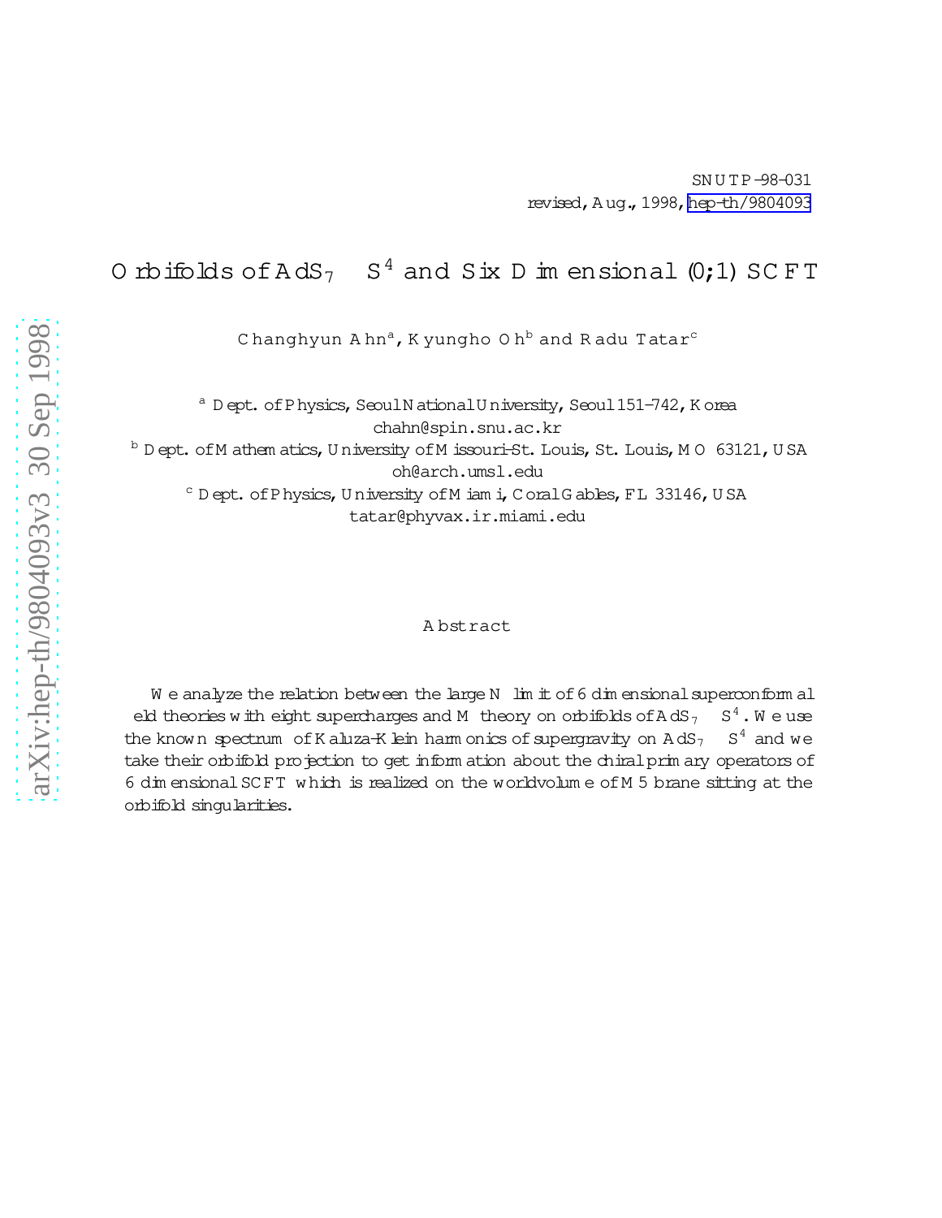SNUTP-98-031

revised, Aug., 1998, hep-th/9804093

# Orbifolds of $AdS_7 \times S^4$ and Six Dimensional (0,1) SCFT

Changhyun Ahn[a], Kyungho Oh[b] and Radu Tatar[c]

[a] Dept. of Physics, Seoul National University, Seoul 151-742, Korea
chahn@spin.snu.ac.kr

[b] Dept. of Mathematics, University of Missouri-St. Louis, St. Louis, MO 63121, USA
oh@arch.umsl.edu

[c] Dept. of Physics, University of Miami, Coral Gables, FL 33146, USA
tatar@phyvax.ir.miami.edu

## Abstract

We analyze the relation between the large N limit of 6 dimensional superconformal field theories with eight supercharges and M theory on orbifolds of $AdS_7 \times S^4$. We use the known spectrum of Kaluza-Klein harmonics of supergravity on $AdS_7 \times S^4$ and we take their orbifold projection to get information about the chiral primary operators of 6 dimensional SCFT which is realized on the worldvolume of M5 brane sitting at the orbifold singularities.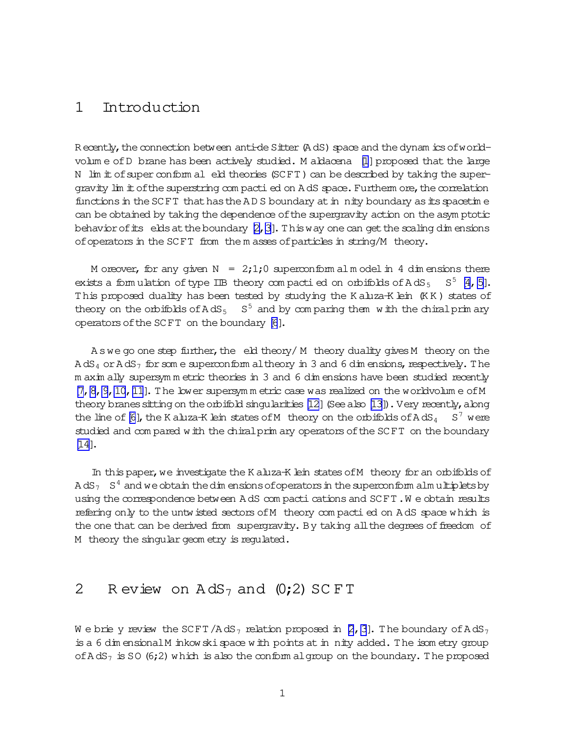# 1 Introduction

Recently, the connection between anti-de Sitter (AdS) space and the dynamics of worldvolume of D brane has been actively studied. Maldacena [1] proposed that the large N limit of super conformal field theories (SCFT) can be described by taking the supergravity limit of the superstring compactified on AdS space. Furthermore, the correlation functions in the SCFT that has the ADS boundary at infinity boundary as its spacetime can be obtained by taking the dependence of the supergravity action on the asymptotic behavior of its fields at the boundary [2, 3]. This way one can get the scaling dimensions of operators in the SCFT from the masses of particles in string/M theory.

Moreover, for any given $N = 2;1;0$ superconformal model in 4 dimensions there exists a formulation of type IIB theory compactified on orbifolds of $AdS_5 \times S^5$ [4, 5]. This proposed duality has been tested by studying the Kaluza-Klein (KK) states of theory on the orbifolds of $AdS_5 \times S^5$ and by comparing them with the chiral primary operators of the SCFT on the boundary [6].

As we go one step further, the field theory/M theory duality gives M theory on the $AdS_4$ or $AdS_7$ for some superconformal theory in 3 and 6 dimensions, respectively. The maximally supersymmetric theories in 3 and 6 dimensions have been studied recently [7, 8, 9, 10, 11]. The lower supersymmetric case was realized on the worldvolume of M theory branes sitting on the orbifold singularities [12] (See also [13]). Very recently, along the line of [6], the Kaluza-Klein states of M theory on the orbifolds of $AdS_4 \times S^7$ were studied and compared with the chiral primary operators of the SCFT on the boundary [14].

In this paper, we investigate the Kaluza-Klein states of M theory for an orbifolds of $AdS_7 \times S^4$ and we obtain the dimensions of operators in the superconformal multiplets by using the correspondence between AdS compactifications and SCFT. We obtain results refering only to the untwisted sectors of M theory compactified on AdS space which is the one that can be derived from supergravity. By taking all the degrees of freedom of M theory the singular geometry is regulated.

# 2 Review on $AdS_7$ and (0;2) SCFT

We briefly review the SCFT/$AdS_7$ relation proposed in [2, 3]. The boundary of $AdS_7$ is a 6 dimensional Minkowski space with points at infinity added. The isometry group of $AdS_7$ is $SO(6;2)$ which is also the conformal group on the boundary. The proposed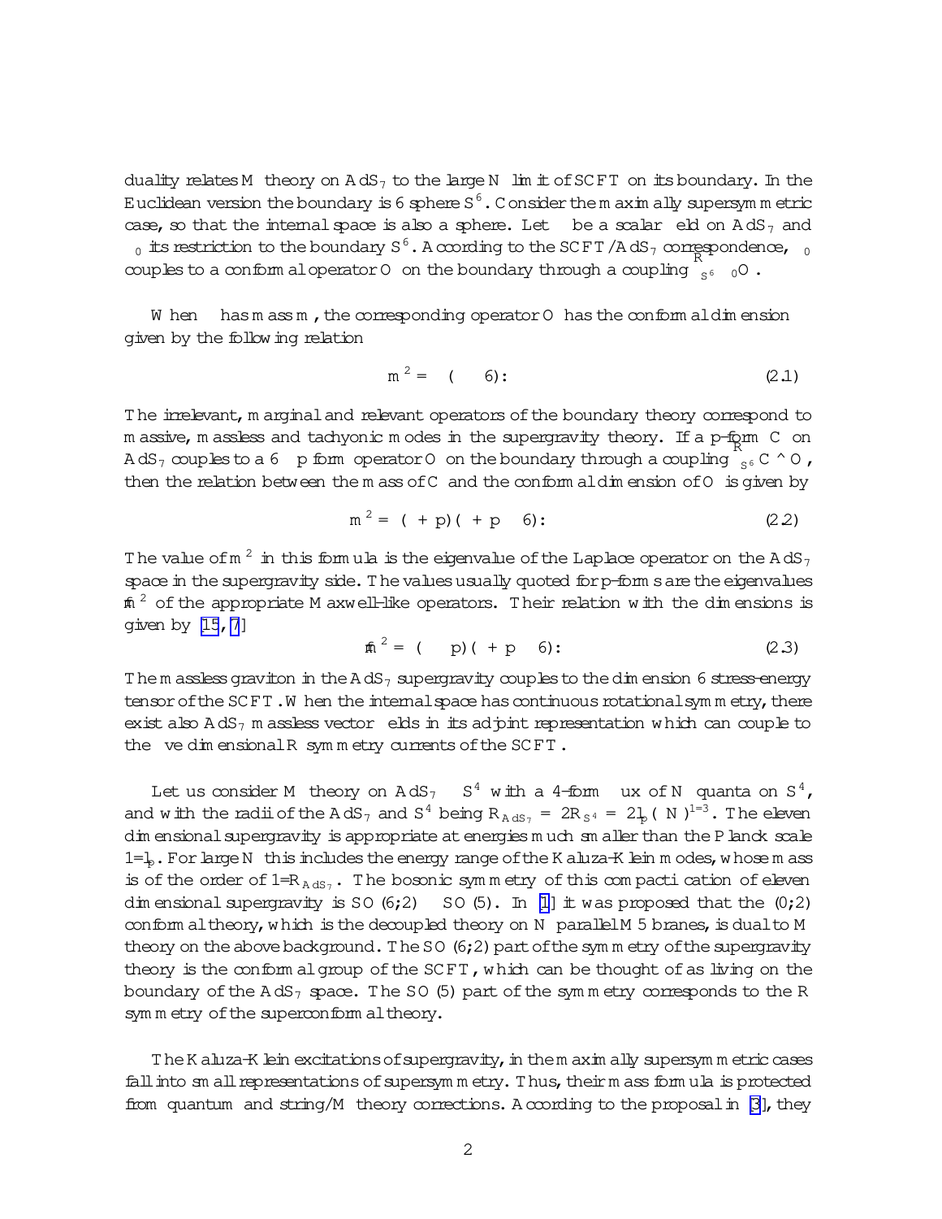duality relates M theory on $AdS_7$ to the large $N$ limit of SCFT on its boundary. In the Euclidean version the boundary is 6 sphere $S^6$. Consider the maximally supersymmetric case, so that the internal space is also a sphere. Let $\phi$ be a scalar field on $AdS_7$ and $\phi_0$ its restriction to the boundary $S^6$. According to the SCFT/$AdS_7$ correspondence, $\phi_0$ couples to a conformal operator $O$ on the boundary through a coupling $\int_{S^6} \phi_0 O$.

When $\phi$ has mass $m$, the corresponding operator $O$ has the conformal dimension given by the following relation

$$m^2 = \Delta(\Delta - 6). \tag{2.1}$$

The irrelevant, marginal and relevant operators of the boundary theory correspond to massive, massless and tachyonic modes in the supergravity theory. If a p-form $C$ on $AdS_7$ couples to a $6-p$ form operator $O$ on the boundary through a coupling $\int_{S^6} C \wedge O$, then the relation between the mass of $C$ and the conformal dimension of $O$ is given by

$$m^2 = (\Delta + p)(\Delta + p - 6). \tag{2.2}$$

The value of $m^2$ in this formula is the eigenvalue of the Laplace operator on the $AdS_7$ space in the supergravity side. The values usually quoted for p-forms are the eigenvalues $\tilde{m}^2$ of the appropriate Maxwell-like operators. Their relation with the dimensions is given by [15, 7]

$$\tilde{m}^2 = (\Delta - p)(\Delta + p - 6). \tag{2.3}$$

The massless graviton in the $AdS_7$ supergravity couples to the dimension 6 stress-energy tensor of the SCFT. When the internal space has continuous rotational symmetry, there exist also $AdS_7$ massless vector fields in its adjoint representation which can couple to the five dimensional R symmetry currents of the SCFT.

Let us consider M theory on $AdS_7 \times S^4$ with a 4-form flux of $N$ quanta on $S^4$, and with the radii of the $AdS_7$ and $S^4$ being $R_{AdS_7} = 2R_{S^4} = 2l_p(\pi N)^{1/3}$. The eleven dimensional supergravity is appropriate at energies much smaller than the Planck scale $1/l_p$. For large $N$ this includes the energy range of the Kaluza-Klein modes, whose mass is of the order of $1/R_{AdS_7}$. The bosonic symmetry of this compactification of eleven dimensional supergravity is $SO(6,2) \times SO(5)$. In [1] it was proposed that the $(0,2)$ conformal theory, which is the decoupled theory on $N$ parallel M5 branes, is dual to M theory on the above background. The $SO(6,2)$ part of the symmetry of the supergravity theory is the conformal group of the SCFT, which can be thought of as living on the boundary of the $AdS_7$ space. The $SO(5)$ part of the symmetry corresponds to the R symmetry of the superconformal theory.

The Kaluza-Klein excitations of supergravity, in the maximally supersymmetric cases fall into small representations of supersymmetry. Thus, their mass formula is protected from quantum and string/M theory corrections. According to the proposal in [3], they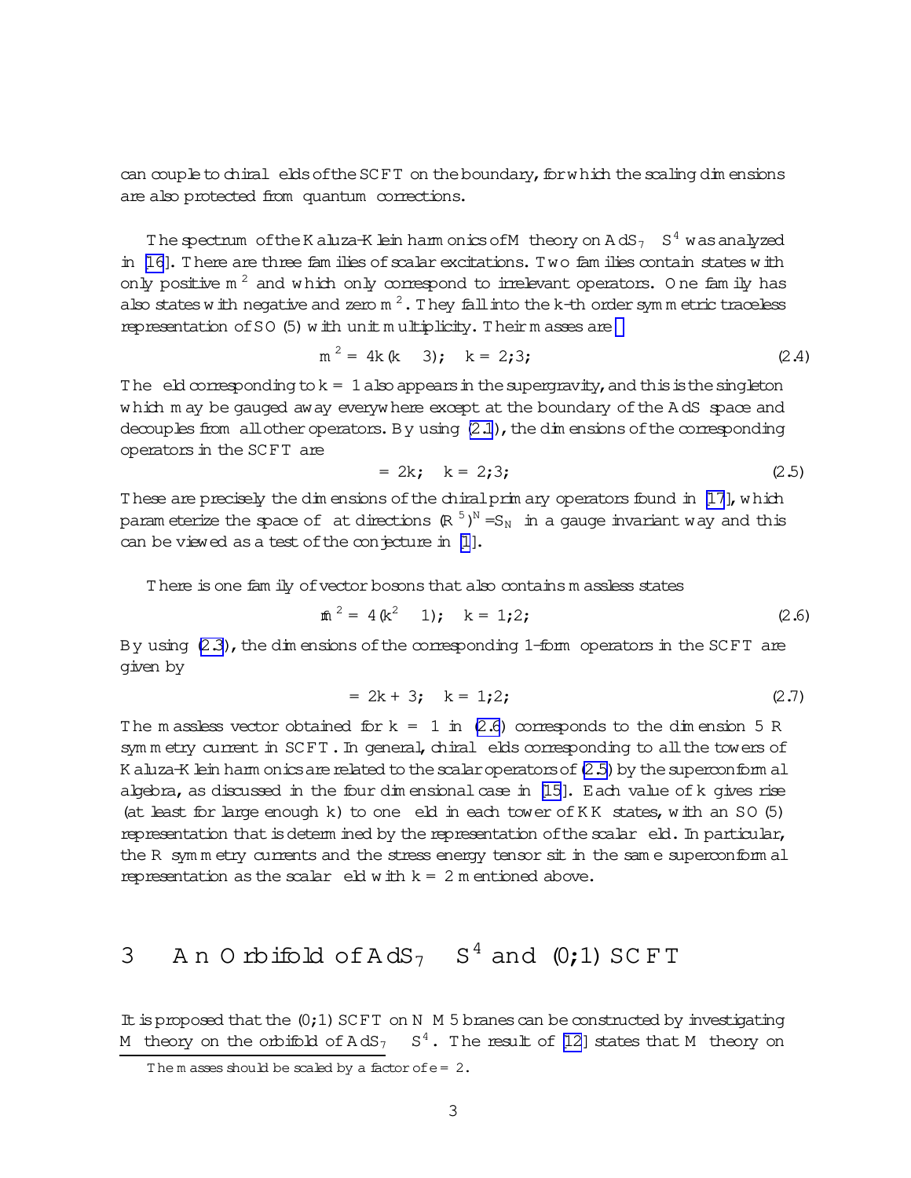can couple to chiral fields of the SCFT on the boundary, for which the scaling dimensions are also protected from quantum corrections.

The spectrum of the Kaluza-Klein harmonics of M theory on $AdS_7 \times S^4$ was analyzed in [16]. There are three families of scalar excitations. Two families contain states with only positive $m^2$ and which only correspond to irrelevant operators. One family has also states with negative and zero $m^2$. They fall into the k-th order symmetric traceless representation of $SO(5)$ with unit multiplicity. Their masses are [*]

$$m^2 = 4k(k-3); \quad k = 2, 3, \ldots \tag{2.4}$$

The field corresponding to $k = 1$ also appears in the supergravity, and this is the singleton which may be gauged away everywhere except at the boundary of the AdS space and decouples from all other operators. By using (2.1), the dimensions of the corresponding operators in the SCFT are

$$\Delta = 2k; \quad k = 2, 3, \ldots \tag{2.5}$$

These are precisely the dimensions of the chiral primary operators found in [17], which parameterize the space of flat directions $(R^5)^N/S_N$ in a gauge invariant way and this can be viewed as a test of the conjecture in [1].

There is one family of vector bosons that also contains massless states

$$\hat{m}^2 = 4(k^2-1); \quad k = 1, 2, \ldots \tag{2.6}$$

By using (2.3), the dimensions of the corresponding 1-form operators in the SCFT are given by

$$\Delta = 2k+3; \quad k = 1, 2, \ldots \tag{2.7}$$

The massless vector obtained for $k = 1$ in (2.6) corresponds to the dimension 5 R symmetry current in SCFT. In general, chiral fields corresponding to all the towers of Kaluza-Klein harmonics are related to the scalar operators of (2.5) by the superconformal algebra, as discussed in the four dimensional case in [15]. Each value of $k$ gives rise (at least for large enough $k$) to one field in each tower of KK states, with an $SO(5)$ representation that is determined by the representation of the scalar field. In particular, the R symmetry currents and the stress energy tensor sit in the same superconformal representation as the scalar field with $k = 2$ mentioned above.

# 3 An Orbifold of $AdS_7 \times S^4$ and $(0,1)$ SCFT

It is proposed that the $(0,1)$ SCFT on $N$ M5 branes can be constructed by investigating M theory on the orbifold of $AdS_7 \times S^4$. The result of [12] states that M theory on

[*] The masses should be scaled by a factor of $e = 2$.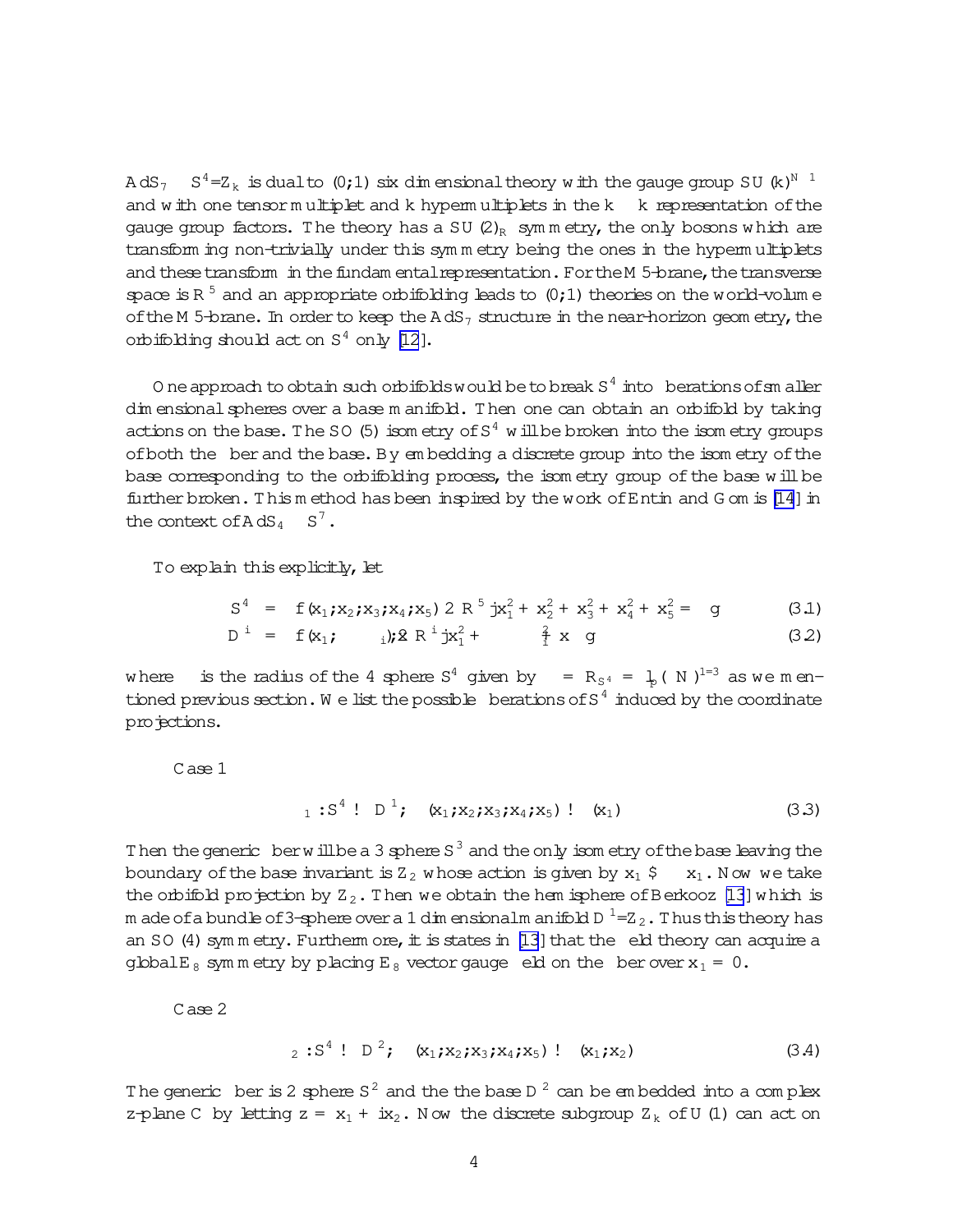$AdS_7 \times S^4/Z_k$ is dual to $(0,1)$ six dimensional theory with the gauge group $SU(k)^{N-1}$ and with one tensor multiplet and $k$ hypermultiplets in the $k \times k$ representation of the gauge group factors. The theory has a $SU(2)_R$ symmetry, the only bosons which are transforming non-trivially under this symmetry being the ones in the hypermultiplets and these transform in the fundamental representation. For the M5-brane, the transverse space is $R^5$ and an appropriate orbifolding leads to $(0,1)$ theories on the world-volume of the M5-brane. In order to keep the $AdS_7$ structure in the near-horizon geometry, the orbifolding should act on $S^4$ only [12].

One approach to obtain such orbifolds would be to break $S^4$ into fiberations of smaller dimensional spheres over a base manifold. Then one can obtain an orbifold by taking actions on the base. The $SO(5)$ isometry of $S^4$ will be broken into the isometry groups of both the fiber and the base. By embedding a discrete group into the isometry of the base corresponding to the orbifolding process, the isometry group of the base will be further broken. This method has been inspired by the work of Entin and Gomis [14] in the context of $AdS_4 \times S^7$.

To explain this explicitly, let

$$S^4 = \{(x_1, x_2, x_3, x_4, x_5) \in R^5 | x_1^2 + x_2^2 + x_3^2 + x_4^2 + x_5^2 = \rho\} \tag{3.1}$$

$$D^i = \{(x_1, \cdots, x_i) \in R^i | x_1^2 + \cdots + x_i^2 \leq \rho\} \tag{3.2}$$

where $\rho$ is the radius of the 4 sphere $S^4$ given by $\rho = R_{S^4} = l_p(\pi N)^{1/3}$ as we mentioned previous section. We list the possible fiberations of $S^4$ induced by the coordinate projections.

Case 1

$$\pi_1 : S^4 \to D^1; \quad (x_1, x_2, x_3, x_4, x_5) \mapsto (x_1) \tag{3.3}$$

Then the generic fiber will be a 3 sphere $S^3$ and the only isometry of the base leaving the boundary of the base invariant is $Z_2$ whose action is given by $x_1 \leftrightarrow -x_1$. Now we take the orbifold projection by $Z_2$. Then we obtain the hemisphere of Berkooz [13] which is made of a bundle of 3-sphere over a 1 dimensional manifold $D^1/Z_2$. Thus this theory has an $SO(4)$ symmetry. Furthermore, it is states in [13] that the field theory can acquire a global $E_8$ symmetry by placing $E_8$ vector gauge field on the fiber over $x_1 = 0$.

Case 2

$$\pi_2 : S^4 \to D^2; \quad (x_1, x_2, x_3, x_4, x_5) \mapsto (x_1, x_2) \tag{3.4}$$

The generic fiber is 2 sphere $S^2$ and the the base $D^2$ can be embedded into a complex z-plane $C$ by letting $z = x_1 + ix_2$. Now the discrete subgroup $Z_k$ of $U(1)$ can act on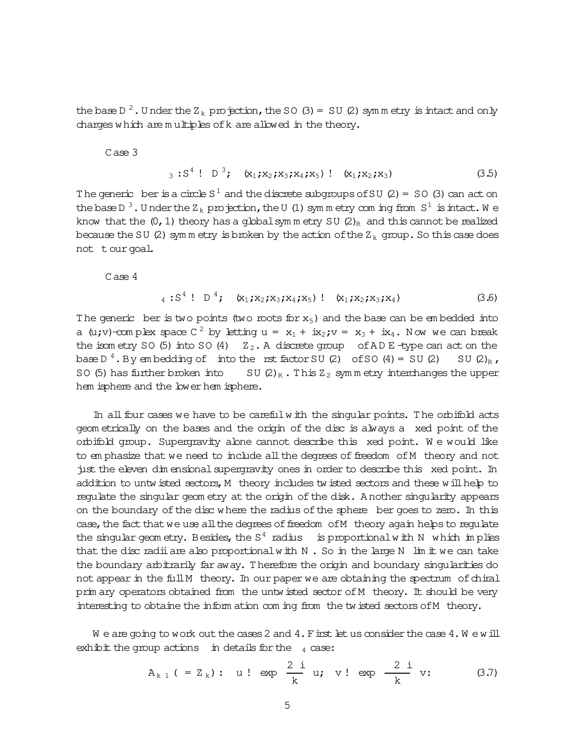the base $D^2$. Under the $Z_k$ projection, the $SO(3) = SU(2)$ symmetry is intact and only charges which are multiples of $k$ are allowed in the theory.

Case 3

$$\pi_3 : S^4 \to D^3; \quad (x_1, x_2, x_3, x_4, x_5) \to (x_1, x_2, x_3) \tag{3.5}$$

The generic fiber is a circle $S^1$ and the discrete subgroups of $SU(2) = SO(3)$ can act on the base $D^3$. Under the $Z_k$ projection, the $U(1)$ symmetry coming from $S^1$ is intact. We know that the $(0,1)$ theory has a global symmetry $SU(2)_R$ and this cannot be realized because the $SU(2)$ symmetry is broken by the action of the $Z_k$ group. So this case does not fit our goal.

Case 4

$$\pi_4 : S^4 \to D^4; \quad (x_1, x_2, x_3, x_4, x_5) \to (x_1, x_2, x_3, x_4) \tag{3.6}$$

The generic fiber is two points (two roots for $x_5$) and the base can be embedded into a $(u, v)$-complex space $C^2$ by letting $u = x_1 + ix_2, v = x_3 + ix_4$. Now we can break the isometry $SO(5)$ into $SO(4) \times Z_2$. A discrete group $\Gamma$ of ADE-type can act on the base $D^4$. By embedding of $\Gamma$ into the first factor $SU(2)$ of $SO(4) = SU(2) \times SU(2)_R$, $SO(5)$ has further broken into $\Gamma \times SU(2)_R$. This $Z_2$ symmetry interchanges the upper hemisphere and the lower hemisphere.

In all four cases we have to be careful with the singular points. The orbifold acts geometrically on the bases and the origin of the disc is always a fixed point of the orbifold group. Supergravity alone cannot describe this fixed point. We would like to emphasize that we need to include all the degrees of freedom of M theory and not just the eleven dimensional supergravity ones in order to describe this fixed point. In addition to untwisted sectors, M theory includes twisted sectors and these will help to regulate the singular geometry at the origin of the disk. Another singularity appears on the boundary of the disc where the radius of the sphere fiber goes to zero. In this case, the fact that we use all the degrees of freedom of M theory again helps to regulate the singular geometry. Besides, the $S^4$ radius is proportional with $N$ which implies that the disc radii are also proportional with $N$. So in the large $N$ limit we can take the boundary arbitrarily far away. Therefore the origin and boundary singularities do not appear in the full M theory. In our paper we are obtaining the spectrum of chiral primary operators obtained from the untwisted sector of M theory. It should be very interesting to obtaine the information coming from the twisted sectors of M theory.

We are going to work out the cases 2 and 4. First let us consider the case 4. We will exhibit the group actions $\Gamma$ in details for the $\pi_4$ case:

$$A_{k-1} (= Z_k): \quad u \to \exp\left(\frac{2\pi i}{k}\right) u, \quad v \to \exp\left(-\frac{2\pi i}{k}\right) v. \tag{3.7}$$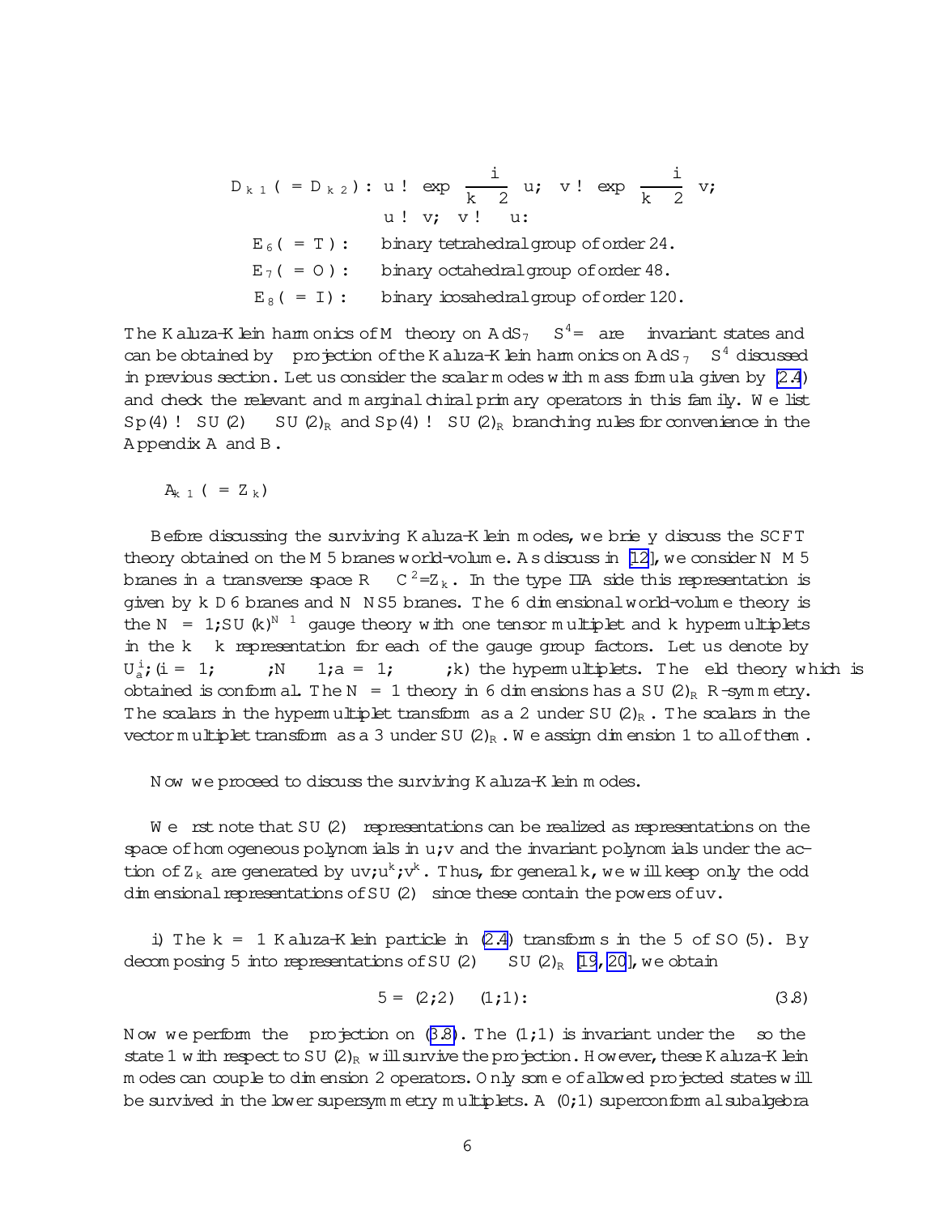$$D_{k-1}\,(=D_{k-2}):\; u \to \exp\left(\frac{i\pi}{k-2}\right)u;\quad v \to \exp\left(-\frac{i\pi}{k-2}\right)v;$$
$$u \to v;\quad v \to -u:$$

$E_6\,(=T)$: binary tetrahedral group of order 24.

$E_7\,(=O)$: binary octahedral group of order 48.

$E_8\,(=I)$: binary icosahedral group of order 120.

The Kaluza-Klein harmonics of M theory on $AdS_7 \times S^4/\Gamma$ are $\Gamma$ invariant states and can be obtained by $\Gamma$ projection of the Kaluza-Klein harmonics on $AdS_7 \times S^4$ discussed in previous section. Let us consider the scalar modes with mass formula given by (2.4) and check the relevant and marginal chiral primary operators in this family. We list $Sp(4) \to SU(2)_\Gamma \times SU(2)_R$ and $Sp(4) \to SU(2)_R$ branching rules for convenience in the Appendix A and B.

$A_{k-1}\,(=Z_k)$

Before discussing the surviving Kaluza-Klein modes, we briefly discuss the SCFT theory obtained on the M5 branes world-volume. As discuss in [12], we consider $N$ M5 branes in a transverse space $R \times C^2/Z_k$. In the type IIA side this representation is given by $k$ D6 branes and $N$ NS5 branes. The 6 dimensional world-volume theory is the $N=1; SU(k)^{N-1}$ gauge theory with one tensor multiplet and $k$ hypermultiplets in the $k \times \bar{k}$ representation for each of the gauge group factors. Let us denote by $U^i_a; (i=1,\cdots,N-1; a=1,\cdots,k)$ the hypermultiplets. The field theory which is obtained is conformal. The $N=1$ theory in 6 dimensions has a $SU(2)_R$ R-symmetry. The scalars in the hypermultiplet transform as a 2 under $SU(2)_R$. The scalars in the vector multiplet transform as a 3 under $SU(2)_R$. We assign dimension 1 to all of them.

Now we proceed to discuss the surviving Kaluza-Klein modes.

We first note that $SU(2)_\Gamma$ representations can be realized as representations on the space of homogeneous polynomials in $u,v$ and the invariant polynomials under the action of $Z_k$ are generated by $uv; u^k; v^k$. Thus, for general $k$, we will keep only the odd dimensional representations of $SU(2)_\Gamma$ since these contain the powers of $uv$.

i) The $k=1$ Kaluza-Klein particle in (2.4) transforms in the 5 of $SO(5)$. By decomposing 5 into representations of $SU(2)_\Gamma \times SU(2)_R$ [19, 20], we obtain

$$5 = (2;2) \oplus (1;1): \tag{3.8}$$

Now we perform the $\Gamma$ projection on (3.8). The $(1;1)$ is invariant under the $\Gamma$ so the state 1 with respect to $SU(2)_R$ will survive the projection. However, these Kaluza-Klein modes can couple to dimension 2 operators. Only some of allowed projected states will be survived in the lower supersymmetry multiplets. A $(0;1)$ superconformal subalgebra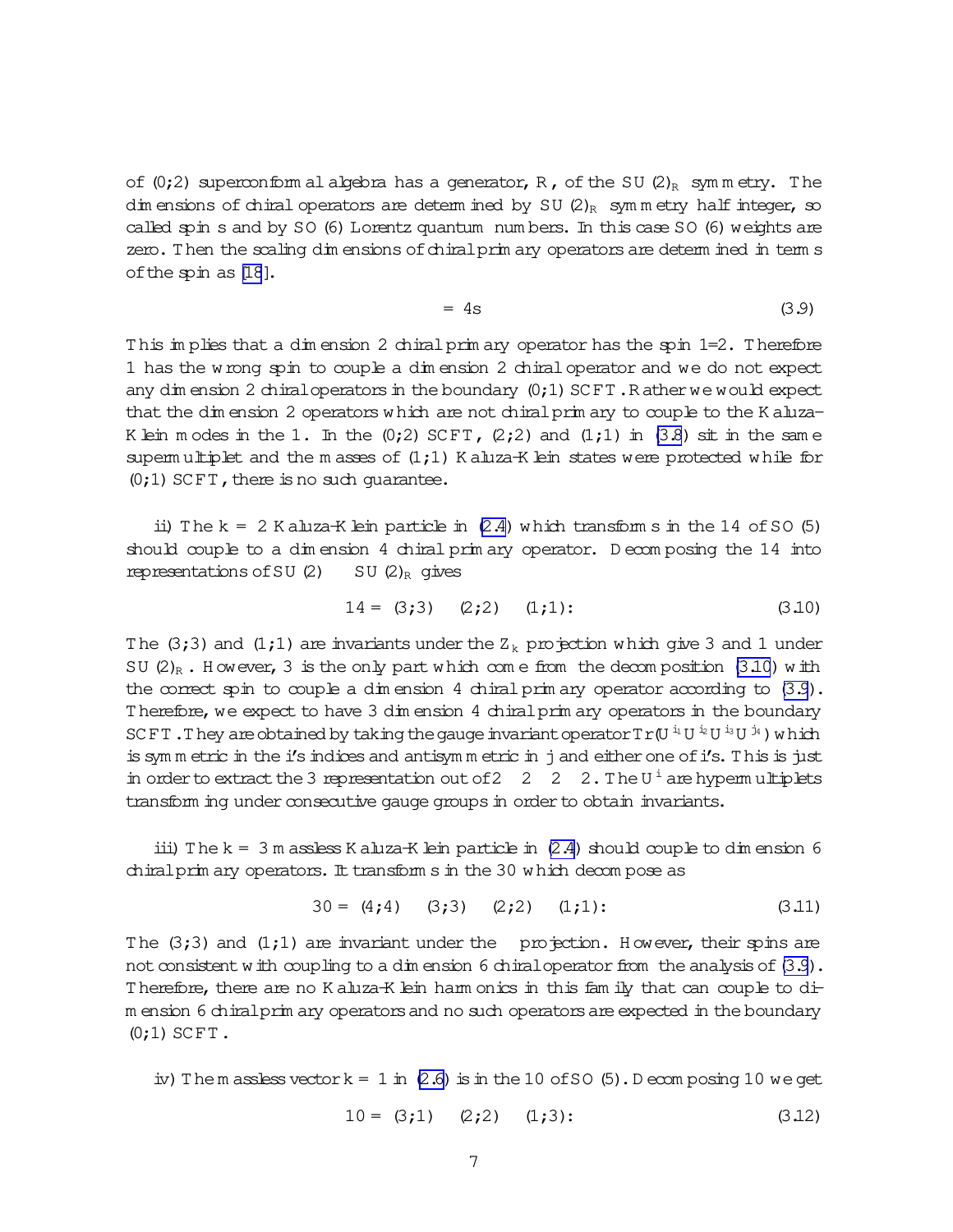of $(0,2)$ superconformal algebra has a generator, $R$, of the $SU(2)_R$ symmetry. The dimensions of chiral operators are determined by $SU(2)_R$ symmetry half integer, so called spin $s$ and by $SO(6)$ Lorentz quantum numbers. In this case $SO(6)$ weights are zero. Then the scaling dimensions of chiral primary operators are determined in terms of the spin as [18].

$$\Delta = 4s \tag{3.9}$$

This implies that a dimension 2 chiral primary operator has the spin $1/2$. Therefore $\mathbf{1}$ has the wrong spin to couple a dimension 2 chiral operator and we do not expect any dimension 2 chiral operators in the boundary $(0,1)$ SCFT. Rather we would expect that the dimension 2 operators which are not chiral primary to couple to the Kaluza-Klein modes in the $\mathbf{1}$. In the $(0,2)$ SCFT, $(2,2)$ and $(1,1)$ in (3.8) sit in the same supermultiplet and the masses of $(1,1)$ Kaluza-Klein states were protected while for $(0,1)$ SCFT, there is no such guarantee.

ii) The $k = 2$ Kaluza-Klein particle in (2.4) which transforms in the $\mathbf{14}$ of $SO(5)$ should couple to a dimension 4 chiral primary operator. Decomposing the $\mathbf{14}$ into representations of $SU(2) \otimes SU(2)_R$ gives

$$\mathbf{14} = (\mathbf{3},\mathbf{3}) \oplus (\mathbf{2},\mathbf{2}) \oplus (\mathbf{1},\mathbf{1}). \tag{3.10}$$

The $(3,3)$ and $(1,1)$ are invariants under the $Z_k$ projection which give $\mathbf{3}$ and $\mathbf{1}$ under $SU(2)_R$. However, $\mathbf{3}$ is the only part which come from the decomposition (3.10) with the correct spin to couple a dimension 4 chiral primary operator according to (3.9). Therefore, we expect to have $\mathbf{3}$ dimension 4 chiral primary operators in the boundary SCFT. They are obtained by taking the gauge invariant operator $\mathrm{Tr}(U^{i_1} U^{i_2} U^{i_3} U^{j_4})$ which is symmetric in the $i$'s indices and antisymmetric in $j$ and either one of $i$'s. This is just in order to extract the $\mathbf{3}$ representation out of $\mathbf{2} \otimes \mathbf{2} \otimes \mathbf{2} \otimes \mathbf{2}$. The $U^i$ are hypermultiplets transforming under consecutive gauge groups in order to obtain invariants.

iii) The $k = 3$ massless Kaluza-Klein particle in (2.4) should couple to dimension 6 chiral primary operators. It transforms in the $\mathbf{30}$ which decompose as

$$\mathbf{30} = (\mathbf{4},\mathbf{4}) \oplus (\mathbf{3},\mathbf{3}) \oplus (\mathbf{2},\mathbf{2}) \oplus (\mathbf{1},\mathbf{1}). \tag{3.11}$$

The $(3,3)$ and $(1,1)$ are invariant under the $\Gamma$ projection. However, their spins are not consistent with coupling to a dimension 6 chiral operator from the analysis of (3.9). Therefore, there are no Kaluza-Klein harmonics in this family that can couple to dimension 6 chiral primary operators and no such operators are expected in the boundary $(0,1)$ SCFT.

iv) The massless vector $k = 1$ in (2.6) is in the $\mathbf{10}$ of $SO(5)$. Decomposing $\mathbf{10}$ we get

$$\mathbf{10} = (\mathbf{3},\mathbf{1}) \oplus (\mathbf{2},\mathbf{2}) \oplus (\mathbf{1},\mathbf{3}). \tag{3.12}$$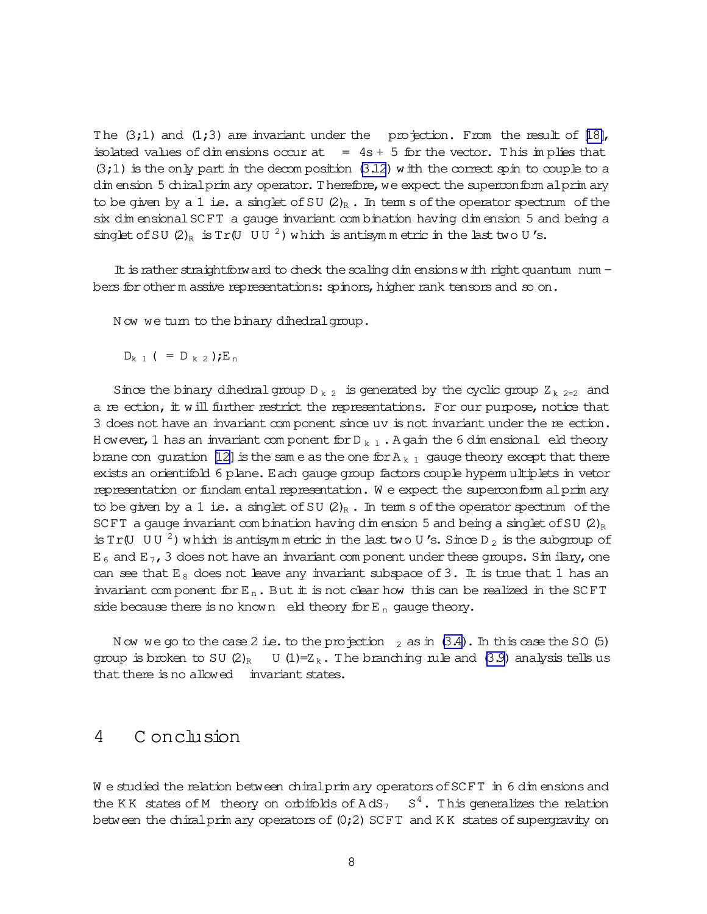The $(3;1)$ and $(1;3)$ are invariant under the $\Gamma$ projection. From the result of [18], isolated values of dimensions occur at $\Delta = 4s + 5$ for the vector. This implies that $(3;1)$ is the only part in the decomposition (3.12) with the correct spin to couple to a dimension 5 chiral primary operator. Therefore, we expect the superconformal primary to be given by a 1 i.e. a singlet of $SU(2)_R$. In terms of the operator spectrum of the six dimensional SCFT a gauge invariant combination having dimension 5 and being a singlet of $SU(2)_R$ is $Tr(U\ UU^2)$ which is antisymmetric in the last two U's.

It is rather straightforward to check the scaling dimensions with right quantum numbers for other massive representations: spinors, higher rank tensors and so on.

Now we turn to the binary dihedral group.

$D_{k+1}\ (= D_{k-2}); E_n$

Since the binary dihedral group $D_{k-2}$ is generated by the cyclic group $Z_{k-2=2}$ and a reflection, it will further restrict the representations. For our purpose, notice that 3 does not have an invariant component since uv is not invariant under the reflection. However, 1 has an invariant component for $D_{k+1}$. Again the 6 dimensional field theory brane configuration [12] is the same as the one for $A_{k-1}$ gauge theory except that there exists an orientifold 6 plane. Each gauge group factors couple hypermultiplets in vetor representation or fundamental representation. We expect the superconformal primary to be given by a 1 i.e. a singlet of $SU(2)_R$. In terms of the operator spectrum of the SCFT a gauge invariant combination having dimension 5 and being a singlet of $SU(2)_R$ is $Tr(U\ UU^2)$ which is antisymmetric in the last two U's. Since $D_2$ is the subgroup of $E_6$ and $E_7$, 3 does not have an invariant component under these groups. Similary, one can see that $E_8$ does not leave any invariant subspace of 3. It is true that 1 has an invariant component for $E_n$. But it is not clear how this can be realized in the SCFT side because there is no known field theory for $E_n$ gauge theory.

Now we go to the case 2 i.e. to the projection $\Gamma_2$ as in (3.4). In this case the $SO(5)$ group is broken to $SU(2)_R \quad U(1)=Z_k$. The branching rule and (3.9) analysis tells us that there is no allowed $\Gamma$ invariant states.

# 4 Conclusion

We studied the relation between chiral primary operators of SCFT in 6 dimensions and the KK states of M theory on orbifolds of $AdS_7 \quad S^4$. This generalizes the relation between the chiral primary operators of $(0;2)$ SCFT and KK states of supergravity on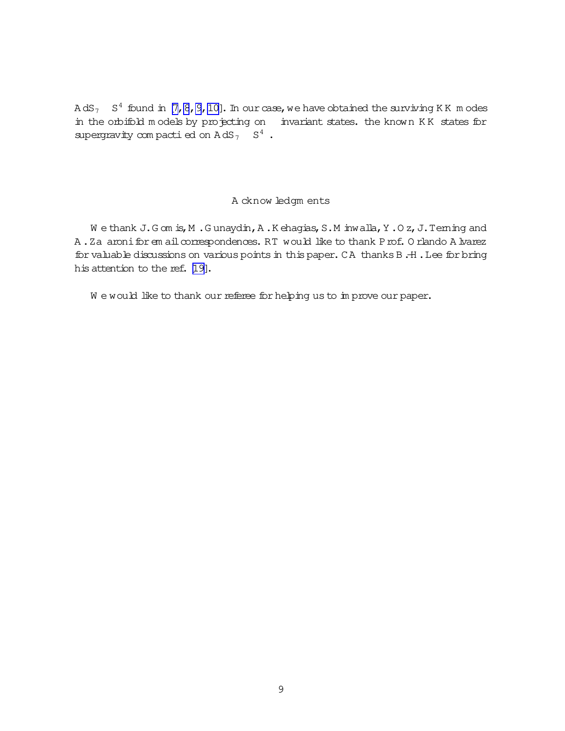$AdS_7 \times S^4$ found in [7, 8, 9, 10]. In our case, we have obtained the surviving KK modes in the orbifold models by projecting on invariant states. the known KK states for supergravity compactified on $AdS_7 \times S^4$.

## Acknowledgments

We thank J. Gomis, M. Gunaydin, A. Kehagias, S. Minwalla, Y. Oz, J. Terning and A. Zaffaroni for email correspondences. RT would like to thank Prof. Orlando Alvarez for valuable discussions on various points in this paper. CA thanks B.-H. Lee for bring his attention to the ref. [19].

We would like to thank our referee for helping us to improve our paper.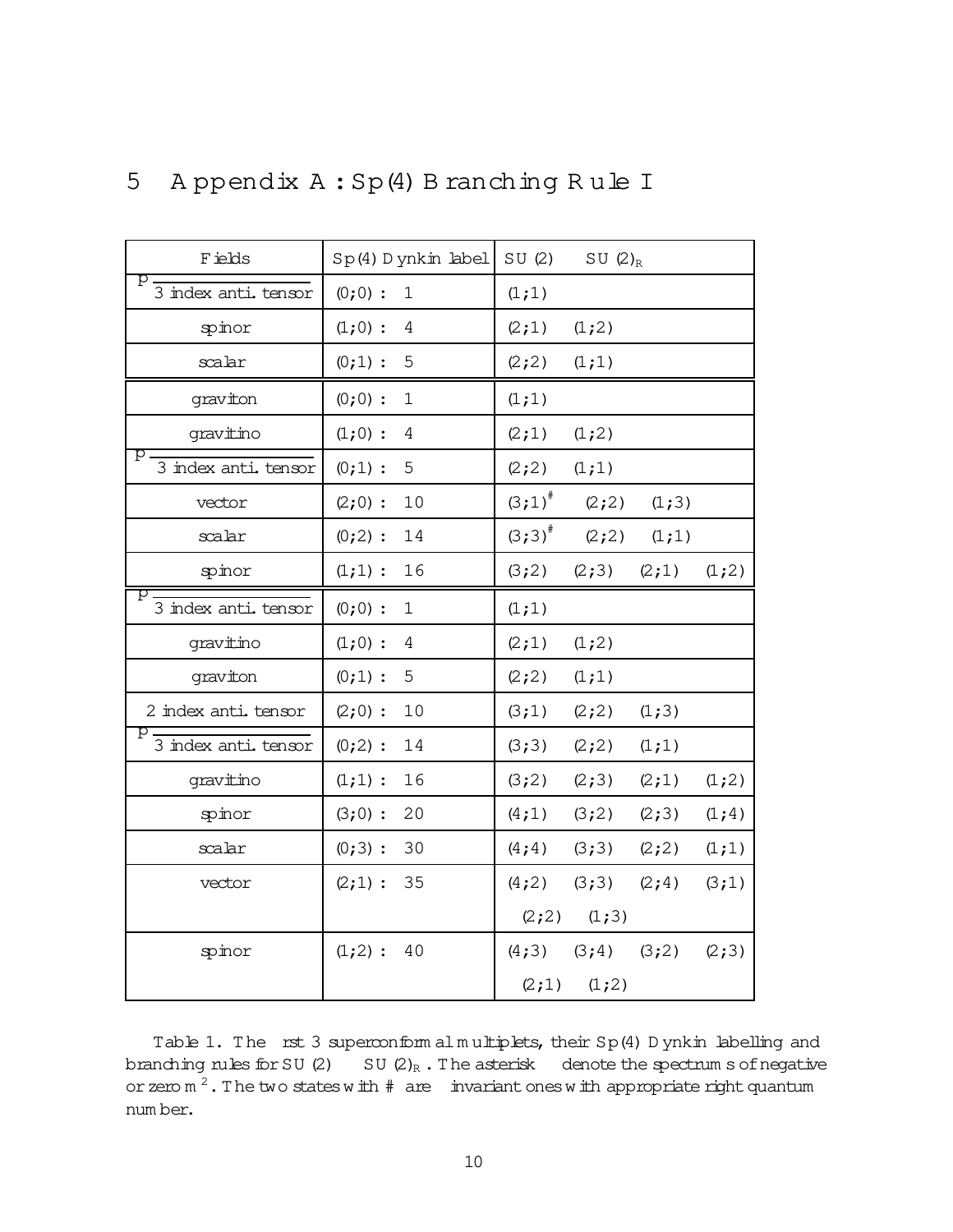## 5 Appendix A : Sp(4) Branching Rule I

| Fields | Sp(4) Dynkin label | $SU(2) \otimes SU(2)_R$ |
|---|---|---|
| $\sqrt{\text{3 index anti. tensor}}$ | (0,0) : 1 | (1,1) |
| spinor | (1,0) : 4 | (2,1) (1,2) |
| scalar | (0,1) : 5 | (2,2) (1,1) |
| graviton | (0,0) : 1 | (1,1) |
| gravitino | (1,0) : 4 | (2,1) (1,2) |
| $\sqrt{\text{3 index anti. tensor}}$ | (0,1) : 5 | (2,2) (1,1) |
| vector | (2,0) : 10 | $(3,1)^{\#}$ (2,2) (1,3) |
| scalar | (0,2) : 14 | $(3,3)^{\#}$ (2,2) (1,1) |
| spinor | (1,1) : 16 | (3,2) (2,3) (2,1) (1,2) |
| $\sqrt{\text{3 index anti. tensor}}$ | (0,0) : 1 | (1,1) |
| gravitino | (1,0) : 4 | (2,1) (1,2) |
| graviton | (0,1) : 5 | (2,2) (1,1) |
| 2 index anti. tensor | (2,0) : 10 | (3,1) (2,2) (1,3) |
| $\sqrt{\text{3 index anti. tensor}}$ | (0,2) : 14 | (3,3) (2,2) (1,1) |
| gravitino | (1,1) : 16 | (3,2) (2,3) (2,1) (1,2) |
| spinor | (3,0) : 20 | (4,1) (3,2) (2,3) (1,4) |
| scalar | (0,3) : 30 | (4,4) (3,3) (2,2) (1,1) |
| vector | (2,1) : 35 | (4,2) (3,3) (2,4) (3,1) (2,2) (1,3) |
| spinor | (1,2) : 40 | (4,3) (3,4) (3,2) (2,3) (2,1) (1,2) |

Table 1. The first 3 superconformal multiplets, their Sp(4) Dynkin labelling and branching rules for $SU(2) \otimes SU(2)_R$. The asterisk $*$ denote the spectrums of negative or zero $m^2$. The two states with # are invariant ones with appropriate right quantum number.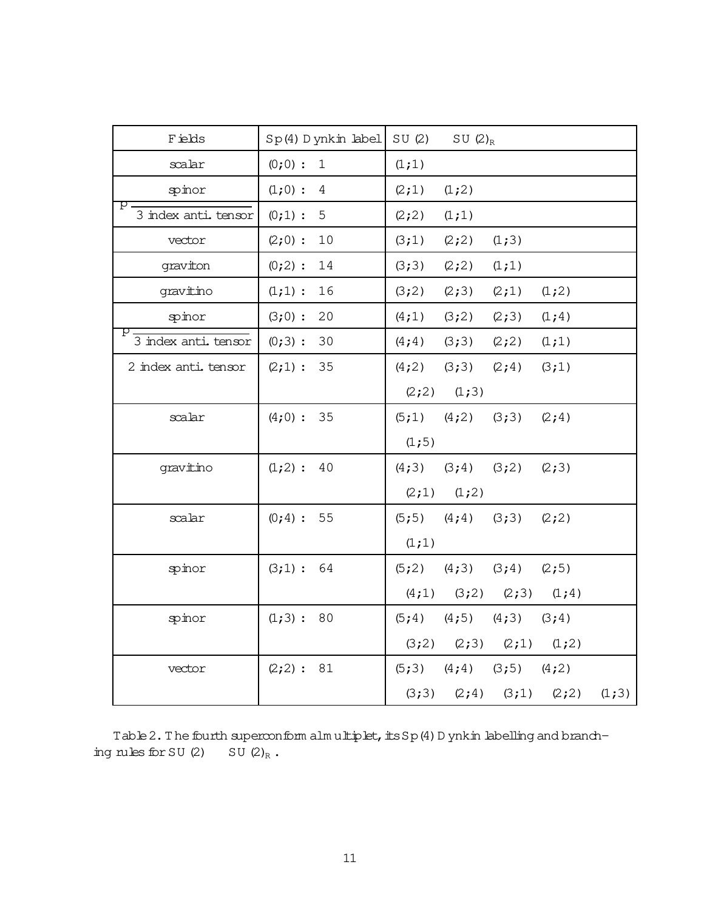| Fields | Sp(4) Dynkin label | SU(2) $\otimes$ SU(2)$_R$ |
|---|---|---|
| scalar | (0;0) : 1 | (1;1) |
| spinor | (1;0) : 4 | (2;1) (1;2) |
| $\sqrt{3 \text{ index anti. tensor}}$ | (0;1) : 5 | (2;2) (1;1) |
| vector | (2;0) : 10 | (3;1) (2;2) (1;3) |
| graviton | (0;2) : 14 | (3;3) (2;2) (1;1) |
| gravitino | (1;1) : 16 | (3;2) (2;3) (2;1) (1;2) |
| spinor | (3;0) : 20 | (4;1) (3;2) (2;3) (1;4) |
| $\sqrt{3 \text{ index anti. tensor}}$ | (0;3) : 30 | (4;4) (3;3) (2;2) (1;1) |
| 2 index anti. tensor | (2;1) : 35 | (4;2) (3;3) (2;4) (3;1) (2;2) (1;3) |
| scalar | (4;0) : 35 | (5;1) (4;2) (3;3) (2;4) (1;5) |
| gravitino | (1;2) : 40 | (4;3) (3;4) (3;2) (2;3) (2;1) (1;2) |
| scalar | (0;4) : 55 | (5;5) (4;4) (3;3) (2;2) (1;1) |
| spinor | (3;1) : 64 | (5;2) (4;3) (3;4) (2;5) (4;1) (3;2) (2;3) (1;4) |
| spinor | (1;3) : 80 | (5;4) (4;5) (4;3) (3;4) (3;2) (2;3) (2;1) (1;2) |
| vector | (2;2) : 81 | (5;3) (4;4) (3;5) (4;2) (3;3) (2;4) (3;1) (2;2) (1;3) |

Table 2. The fourth superconformal multiplet, its Sp(4) Dynkin labelling and branching rules for SU(2) $\otimes$ SU(2)$_R$.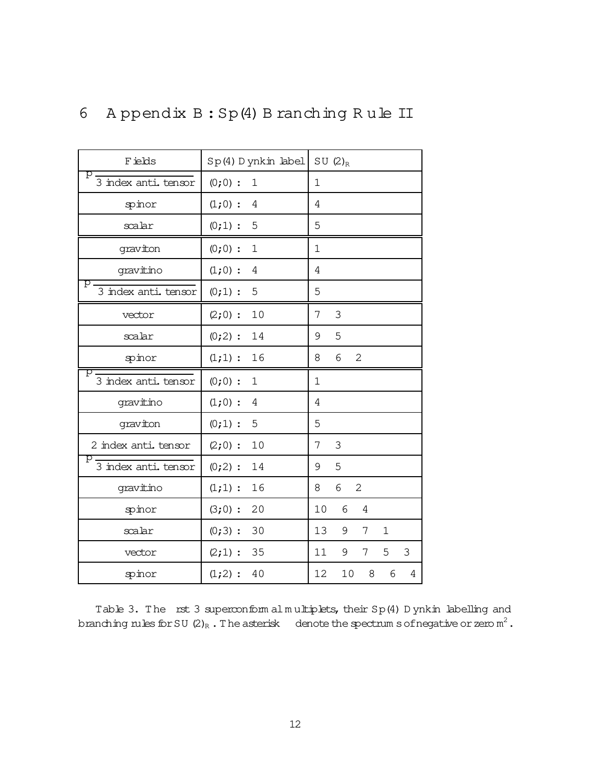## 6 Appendix B : Sp(4) Branching Rule II

| Fields | Sp(4) Dynkin label | $SU(2)_R$ |
|---|---|---|
| $\sqrt{}$ 3 index anti. tensor | (0;0) : 1 | 1 |
| spinor | (1;0) : 4 | 4 |
| scalar | (0;1) : 5 | 5 |
| graviton | (0;0) : 1 | 1 |
| gravitino | (1;0) : 4 | 4 |
| $\sqrt{}$ 3 index anti. tensor | (0;1) : 5 | 5 |
| vector | (2;0) : 10 | 7 3 |
| scalar | (0;2) : 14 | 9 5 |
| spinor | (1;1) : 16 | 8 6 2 |
| $\sqrt{}$ 3 index anti. tensor | (0;0) : 1 | 1 |
| gravitino | (1;0) : 4 | 4 |
| graviton | (0;1) : 5 | 5 |
| 2 index anti. tensor | (2;0) : 10 | 7 3 |
| $\sqrt{}$ 3 index anti. tensor | (0;2) : 14 | 9 5 |
| gravitino | (1;1) : 16 | 8 6 2 |
| spinor | (3;0) : 20 | 10 6 4 |
| scalar | (0;3) : 30 | 13 9 7 1 |
| vector | (2;1) : 35 | 11 9 7 5 3 |
| spinor | (1;2) : 40 | 12 10 8 6 4 |

Table 3. The first 3 superconformal multiplets, their Sp(4) Dynkin labelling and branching rules for $SU(2)_R$. The asterisk $\sqrt{}$ denote the spectrums of negative or zero $m^2$.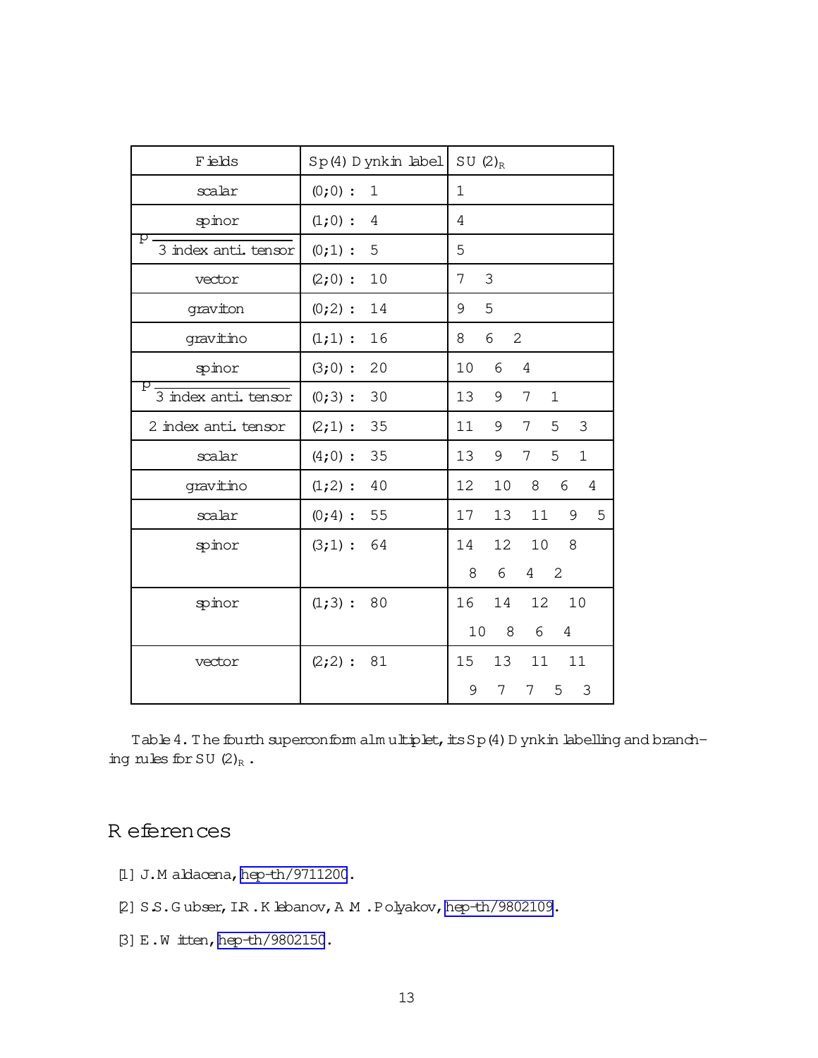| Fields | Sp(4) Dynkin label | SU(2)$_R$ |
|---|---|---|
| scalar | (0;0) : 1 | 1 |
| spinor | (1;0) : 4 | 4 |
| $\sqrt{3 \text{ index anti. tensor}}$ | (0;1) : 5 | 5 |
| vector | (2;0) : 10 | 7 3 |
| graviton | (0;2) : 14 | 9 5 |
| gravitino | (1;1) : 16 | 8 6 2 |
| spinor | (3;0) : 20 | 10 6 4 |
| $\sqrt{3 \text{ index anti. tensor}}$ | (0;3) : 30 | 13 9 7 1 |
| 2 index anti. tensor | (2;1) : 35 | 11 9 7 5 3 |
| scalar | (4;0) : 35 | 13 9 7 5 1 |
| gravitino | (1;2) : 40 | 12 10 8 6 4 |
| scalar | (0;4) : 55 | 17 13 11 9 5 |
| spinor | (3;1) : 64 | 14 12 10 8 8 6 4 2 |
| spinor | (1;3) : 80 | 16 14 12 10 10 8 6 4 |
| vector | (2;2) : 81 | 15 13 11 11 9 7 7 5 3 |

Table 4. The fourth superconformal multiplet, its Sp(4) Dynkin labelling and branching rules for SU(2)$_R$.

# References

[1] J. Maldacena, hep-th/9711200.

[2] S.S. Gubser, I.R. Klebanov, A.M. Polyakov, hep-th/9802109.

[3] E. Witten, hep-th/9802150.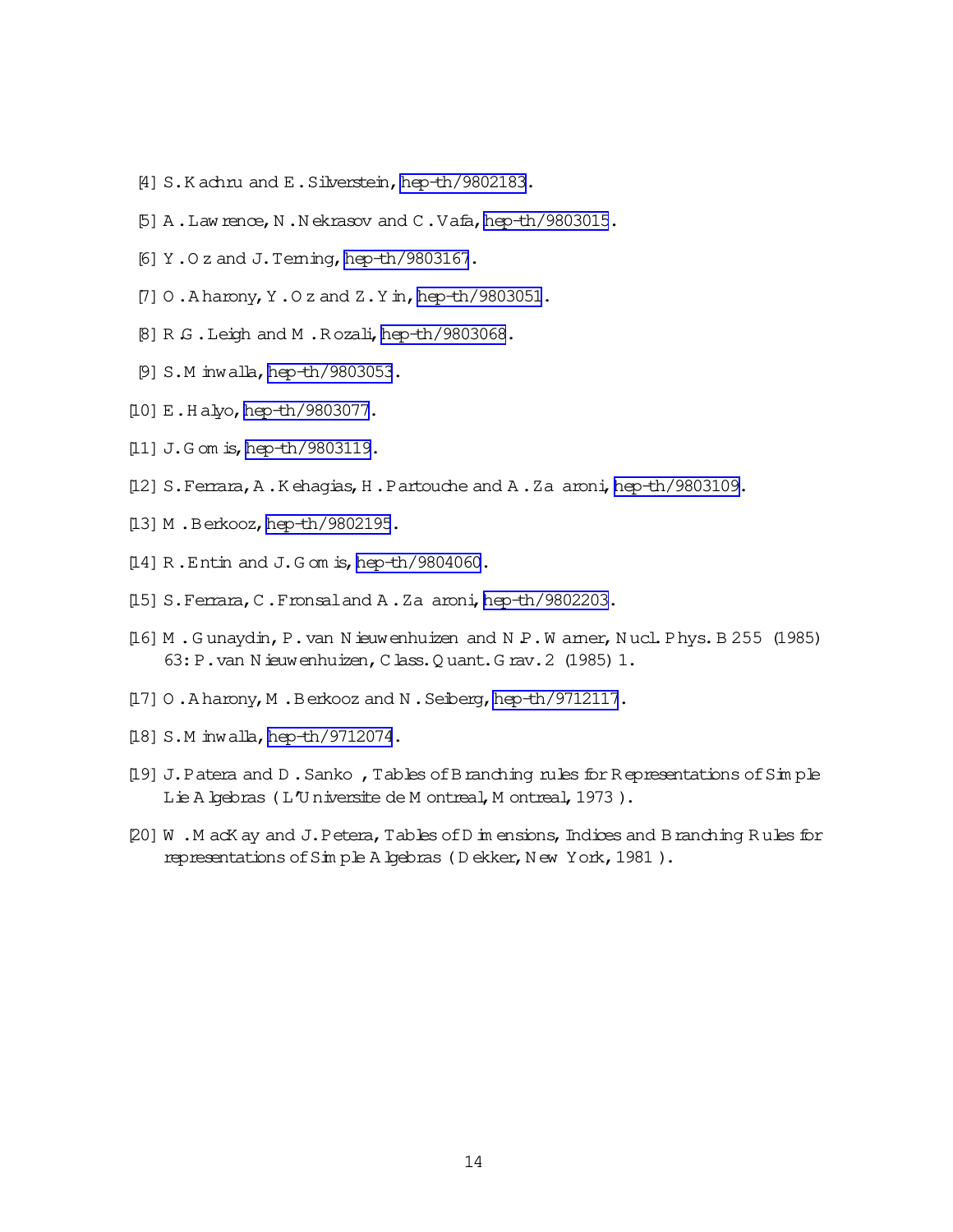[4] S. Kachru and E. Silverstein, hep-th/9802183.

[5] A. Lawrence, N. Nekrasov and C. Vafa, hep-th/9803015.

[6] Y. Oz and J. Terning, hep-th/9803167.

[7] O. Aharony, Y. Oz and Z. Yin, hep-th/9803051.

[8] R.G. Leigh and M. Rozali, hep-th/9803068.

[9] S. Minwalla, hep-th/9803053.

[10] E. Halyo, hep-th/9803077.

[11] J. Gomis, hep-th/9803119.

[12] S. Ferrara, A. Kehagias, H. Partouche and A. Zaffaroni, hep-th/9803109.

[13] M. Berkooz, hep-th/9802195.

[14] R. Entin and J. Gomis, hep-th/9804060.

[15] S. Ferrara, C. Fronsdal and A. Zaffaroni, hep-th/9802203.

[16] M. Gunaydin, P. van Nieuwenhuizen and N.P. Warner, Nucl. Phys. B 255 (1985) 63: P. van Nieuwenhuizen, Class. Quant. Grav. 2 (1985) 1.

[17] O. Aharony, M. Berkooz and N. Seiberg, hep-th/9712117.

[18] S. Minwalla, hep-th/9712074.

[19] J. Patera and D. Sankoff, Tables of Branching rules for Representations of Simple Lie Algebras (L'Universite de Montreal, Montreal, 1973).

[20] W. MacKay and J. Petera, Tables of Dimensions, Indices and Branching Rules for representations of Simple Algebras (Dekker, New York, 1981).